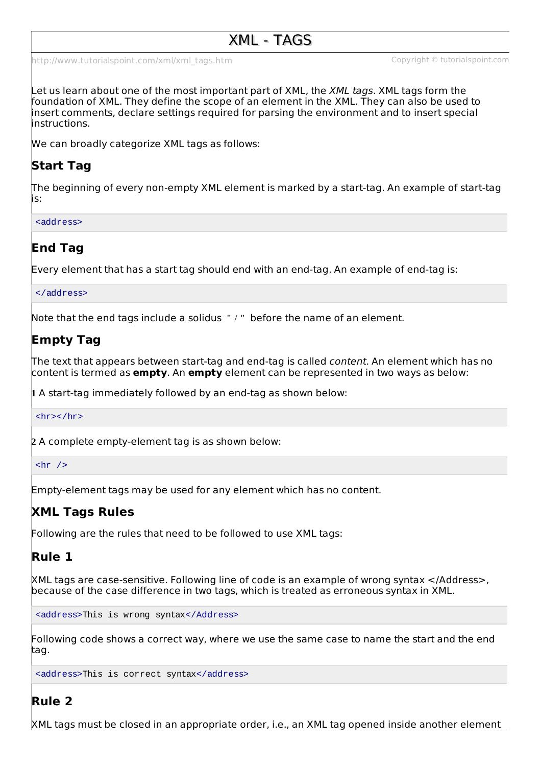# XML - TAGS

http://www.tutorialspoint.com/xml/xml_tags.htm

Let us learn about one of the most important part of XML, the *XML tags*. XML tags form the foundation of XML. They define the scope of an element in the XML. They can also be used to insert comments, declare settings required for parsing the environment and to insert special instructions.

We can broadly categorize XML tags as follows:

### Start Tag

The beginning of every non-empty XML element is marked by a start-tag. An example of start-tag is:

```
<address>
```

### End Tag

Every element that has a start tag should end with an end-tag. An example of end-tag is:

```
</address>
```

Note that the end tags include a solidus " / " before the name of an element.

### Empty Tag

The text that appears between start-tag and end-tag is called *content*. An element which has no content is termed as **empty**. An **empty** element can be represented in two ways as below:

**1** A start-tag immediately followed by an end-tag as shown below:

```
<hr></hr>
```

**2** A complete empty-element tag is as shown below:

```
<hr />
```

Empty-element tags may be used for any element which has no content.

### XML Tags Rules

Following are the rules that need to be followed to use XML tags:

### Rule 1

XML tags are case-sensitive. Following line of code is an example of wrong syntax </Address>, because of the case difference in two tags, which is treated as erroneous syntax in XML.

```
<address>This is wrong syntax</Address>
```

Following code shows a correct way, where we use the same case to name the start and the end tag.

```
<address>This is correct syntax</address>
```

### Rule 2

XML tags must be closed in an appropriate order, i.e., an XML tag opened inside another element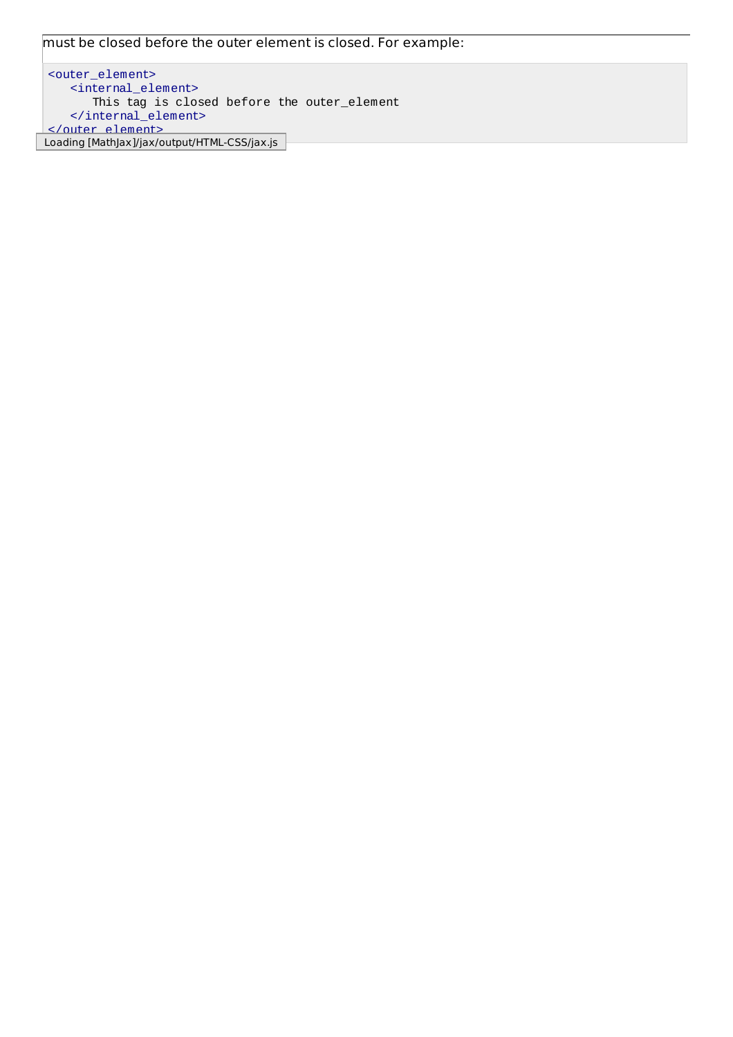must be closed before the outer element is closed. For example:

```
<outer_element>
   <internal_element>
      This tag is closed before the outer_element
   </internal_element>
</outer_element>
```